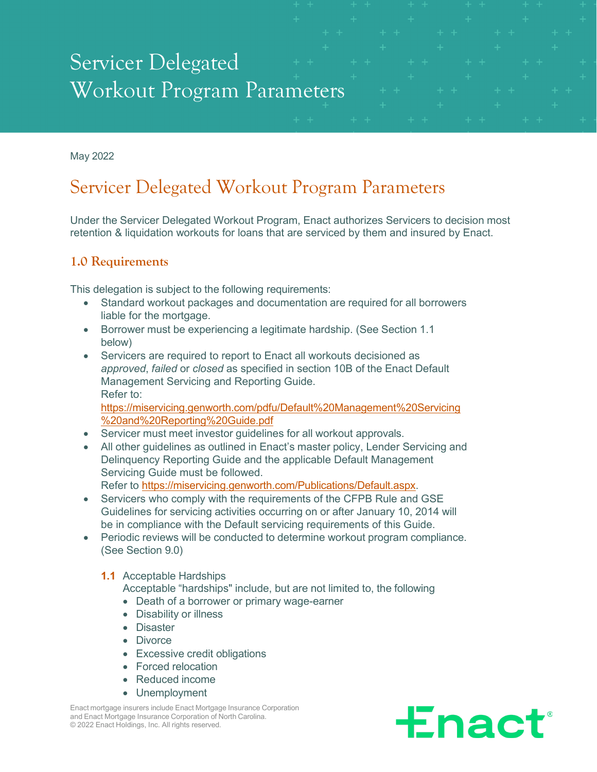# Servicer Delegated Workout Program Parameters

May 2022

## Servicer Delegated Workout Program Parameters

Under the Servicer Delegated Workout Program, Enact authorizes Servicers to decision most retention & liquidation workouts for loans that are serviced by them and insured by Enact.

### 1.0 Requirements

This delegation is subject to the following requirements:

- Standard workout packages and documentation are required for all borrowers liable for the mortgage.
- Borrower must be experiencing a legitimate hardship. (See Section 1.1 below)
- Servicers are required to report to Enact all workouts decisioned as *approved*, *failed* or *closed* as specified in section 10B of the Enact Default Management Servicing and Reporting Guide.
  Refer to: [https://miservicing.genworth.com/pdfu/Default%20Management%20Servicing%20and%20Reporting%20Guide.pdf](https://miservicing.genworth.com/pdfu/Default%20Management%20Servicing%20and%20Reporting%20Guide.pdf)
- Servicer must meet investor guidelines for all workout approvals.
- All other guidelines as outlined in Enact's master policy, Lender Servicing and Delinquency Reporting Guide and the applicable Default Management Servicing Guide must be followed.
  Refer to [https://miservicing.genworth.com/Publications/Default.aspx](https://miservicing.genworth.com/Publications/Default.aspx).
- Servicers who comply with the requirements of the CFPB Rule and GSE Guidelines for servicing activities occurring on or after January 10, 2014 will be in compliance with the Default servicing requirements of this Guide.
- Periodic reviews will be conducted to determine workout program compliance. (See Section 9.0)

**1.1** Acceptable Hardships

Acceptable "hardships" include, but are not limited to, the following

- Death of a borrower or primary wage-earner
- Disability or illness
- Disaster
- Divorce
- Excessive credit obligations
- Forced relocation
- Reduced income
- Unemployment

Enact mortgage insurers include Enact Mortgage Insurance Corporation and Enact Mortgage Insurance Corporation of North Carolina.
© 2022 Enact Holdings, Inc. All rights reserved.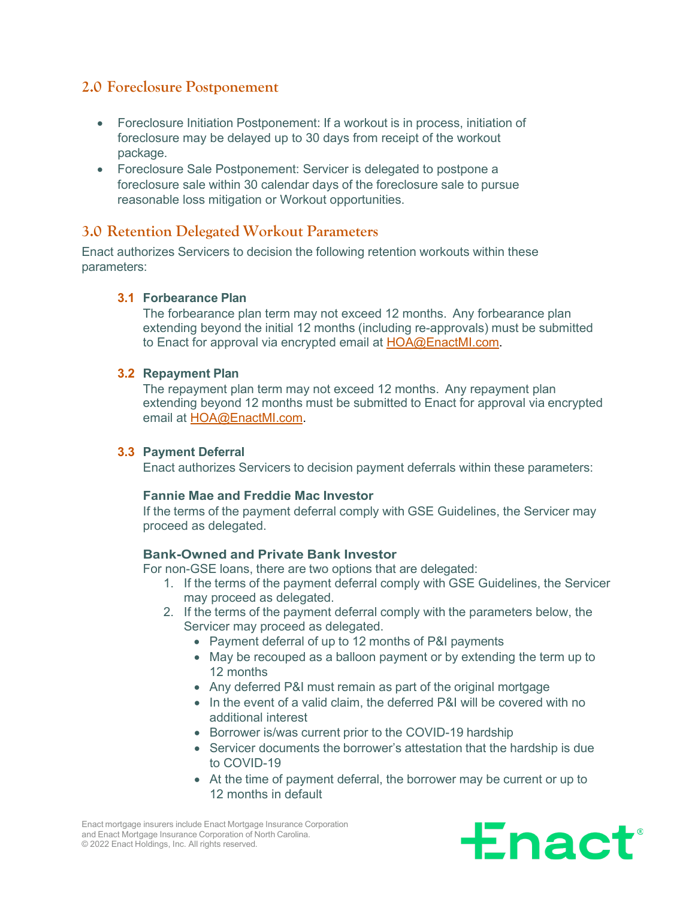## 2.0 Foreclosure Postponement

- Foreclosure Initiation Postponement: If a workout is in process, initiation of foreclosure may be delayed up to 30 days from receipt of the workout package.
- Foreclosure Sale Postponement: Servicer is delegated to postpone a foreclosure sale within 30 calendar days of the foreclosure sale to pursue reasonable loss mitigation or Workout opportunities.

## 3.0 Retention Delegated Workout Parameters

Enact authorizes Servicers to decision the following retention workouts within these parameters:

### 3.1 Forbearance Plan

The forbearance plan term may not exceed 12 months. Any forbearance plan extending beyond the initial 12 months (including re-approvals) must be submitted to Enact for approval via encrypted email at HOA@EnactMI.com.

### 3.2 Repayment Plan

The repayment plan term may not exceed 12 months. Any repayment plan extending beyond 12 months must be submitted to Enact for approval via encrypted email at HOA@EnactMI.com.

### 3.3 Payment Deferral

Enact authorizes Servicers to decision payment deferrals within these parameters:

**Fannie Mae and Freddie Mac Investor**

If the terms of the payment deferral comply with GSE Guidelines, the Servicer may proceed as delegated.

**Bank-Owned and Private Bank Investor**

For non-GSE loans, there are two options that are delegated:

1. If the terms of the payment deferral comply with GSE Guidelines, the Servicer may proceed as delegated.
2. If the terms of the payment deferral comply with the parameters below, the Servicer may proceed as delegated.
   - Payment deferral of up to 12 months of P&I payments
   - May be recouped as a balloon payment or by extending the term up to 12 months
   - Any deferred P&I must remain as part of the original mortgage
   - In the event of a valid claim, the deferred P&I will be covered with no additional interest
   - Borrower is/was current prior to the COVID-19 hardship
   - Servicer documents the borrower's attestation that the hardship is due to COVID-19
   - At the time of payment deferral, the borrower may be current or up to 12 months in default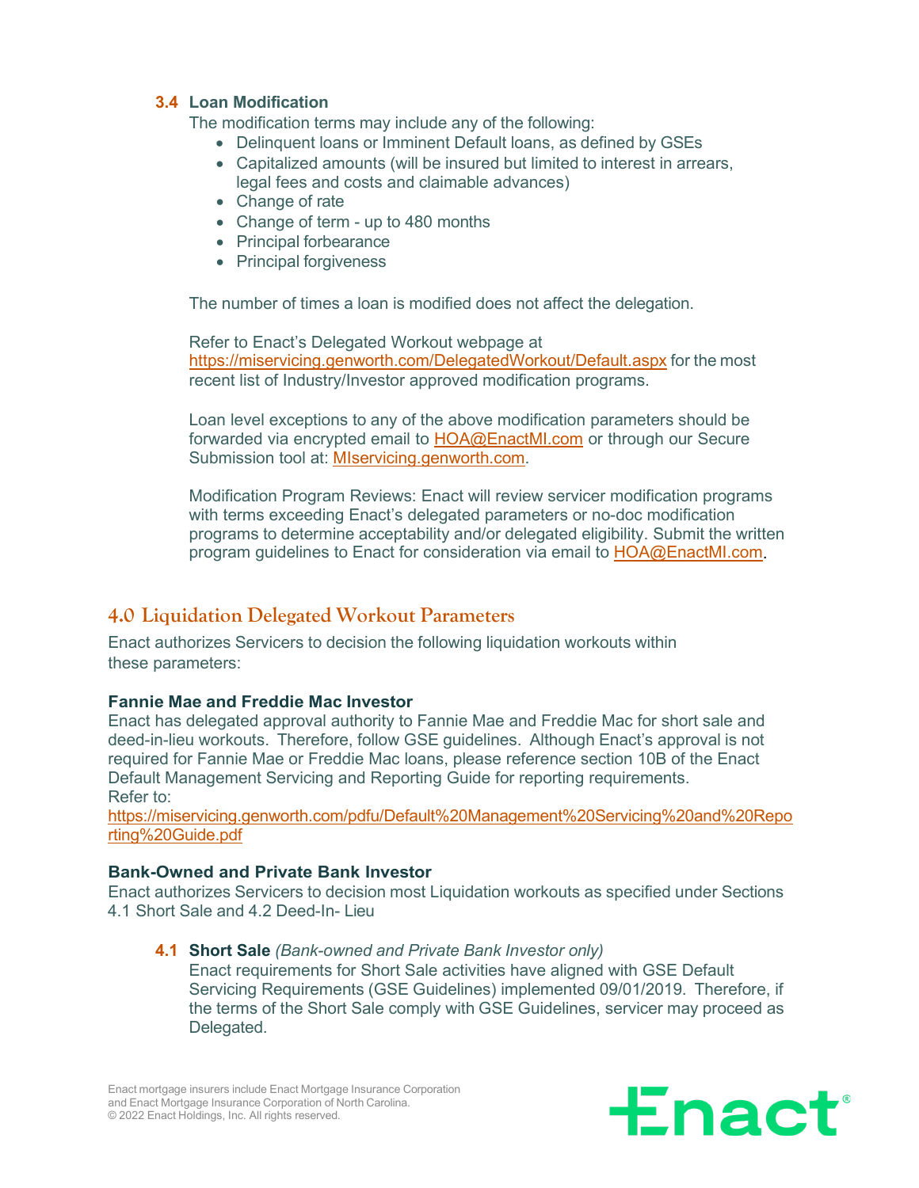### 3.4 Loan Modification

The modification terms may include any of the following:

- Delinquent loans or Imminent Default loans, as defined by GSEs
- Capitalized amounts (will be insured but limited to interest in arrears, legal fees and costs and claimable advances)
- Change of rate
- Change of term - up to 480 months
- Principal forbearance
- Principal forgiveness

The number of times a loan is modified does not affect the delegation.

Refer to Enact's Delegated Workout webpage at https://miservicing.genworth.com/DelegatedWorkout/Default.aspx for the most recent list of Industry/Investor approved modification programs.

Loan level exceptions to any of the above modification parameters should be forwarded via encrypted email to HOA@EnactMI.com or through our Secure Submission tool at: MIservicing.genworth.com.

Modification Program Reviews: Enact will review servicer modification programs with terms exceeding Enact's delegated parameters or no-doc modification programs to determine acceptability and/or delegated eligibility. Submit the written program guidelines to Enact for consideration via email to HOA@EnactMI.com.

## 4.0 Liquidation Delegated Workout Parameters

Enact authorizes Servicers to decision the following liquidation workouts within these parameters:

**Fannie Mae and Freddie Mac Investor**

Enact has delegated approval authority to Fannie Mae and Freddie Mac for short sale and deed-in-lieu workouts. Therefore, follow GSE guidelines. Although Enact's approval is not required for Fannie Mae or Freddie Mac loans, please reference section 10B of the Enact Default Management Servicing and Reporting Guide for reporting requirements.
Refer to:
https://miservicing.genworth.com/pdfu/Default%20Management%20Servicing%20and%20Reporting%20Guide.pdf

**Bank-Owned and Private Bank Investor**

Enact authorizes Servicers to decision most Liquidation workouts as specified under Sections 4.1 Short Sale and 4.2 Deed-In- Lieu

### 4.1 Short Sale *(Bank-owned and Private Bank Investor only)*

Enact requirements for Short Sale activities have aligned with GSE Default Servicing Requirements (GSE Guidelines) implemented 09/01/2019. Therefore, if the terms of the Short Sale comply with GSE Guidelines, servicer may proceed as Delegated.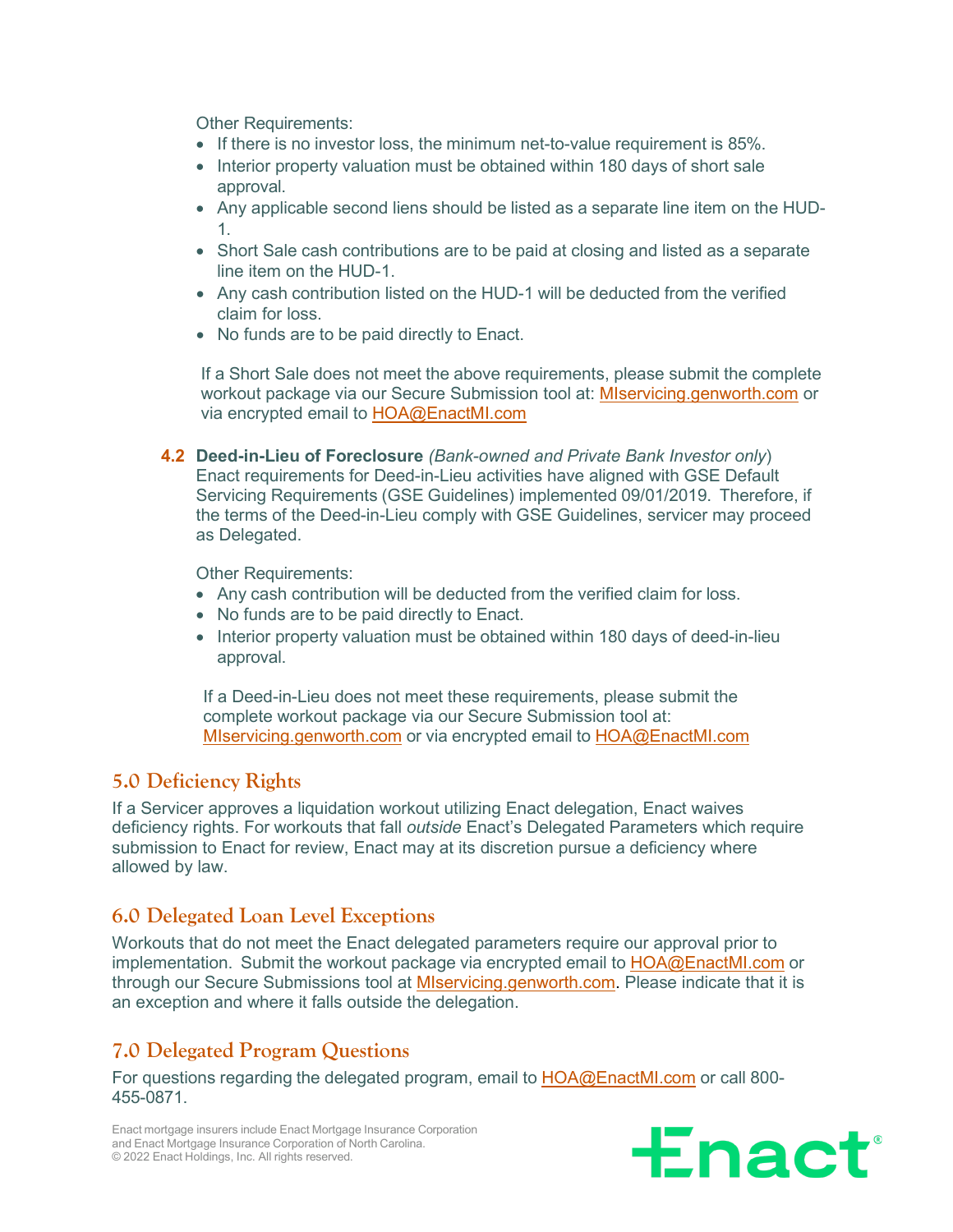Other Requirements:

- If there is no investor loss, the minimum net-to-value requirement is 85%.
- Interior property valuation must be obtained within 180 days of short sale approval.
- Any applicable second liens should be listed as a separate line item on the HUD-1.
- Short Sale cash contributions are to be paid at closing and listed as a separate line item on the HUD-1.
- Any cash contribution listed on the HUD-1 will be deducted from the verified claim for loss.
- No funds are to be paid directly to Enact.

If a Short Sale does not meet the above requirements, please submit the complete workout package via our Secure Submission tool at: MIservicing.genworth.com or via encrypted email to HOA@EnactMI.com

**4.2 Deed-in-Lieu of Foreclosure** *(Bank-owned and Private Bank Investor only)*
Enact requirements for Deed-in-Lieu activities have aligned with GSE Default Servicing Requirements (GSE Guidelines) implemented 09/01/2019. Therefore, if the terms of the Deed-in-Lieu comply with GSE Guidelines, servicer may proceed as Delegated.

Other Requirements:

- Any cash contribution will be deducted from the verified claim for loss.
- No funds are to be paid directly to Enact.
- Interior property valuation must be obtained within 180 days of deed-in-lieu approval.

If a Deed-in-Lieu does not meet these requirements, please submit the complete workout package via our Secure Submission tool at: MIservicing.genworth.com or via encrypted email to HOA@EnactMI.com

## 5.0 Deficiency Rights

If a Servicer approves a liquidation workout utilizing Enact delegation, Enact waives deficiency rights. For workouts that fall *outside* Enact's Delegated Parameters which require submission to Enact for review, Enact may at its discretion pursue a deficiency where allowed by law.

## 6.0 Delegated Loan Level Exceptions

Workouts that do not meet the Enact delegated parameters require our approval prior to implementation. Submit the workout package via encrypted email to HOA@EnactMI.com or through our Secure Submissions tool at MIservicing.genworth.com. Please indicate that it is an exception and where it falls outside the delegation.

## 7.0 Delegated Program Questions

For questions regarding the delegated program, email to HOA@EnactMI.com or call 800-455-0871.

Enact mortgage insurers include Enact Mortgage Insurance Corporation and Enact Mortgage Insurance Corporation of North Carolina.
© 2022 Enact Holdings, Inc. All rights reserved.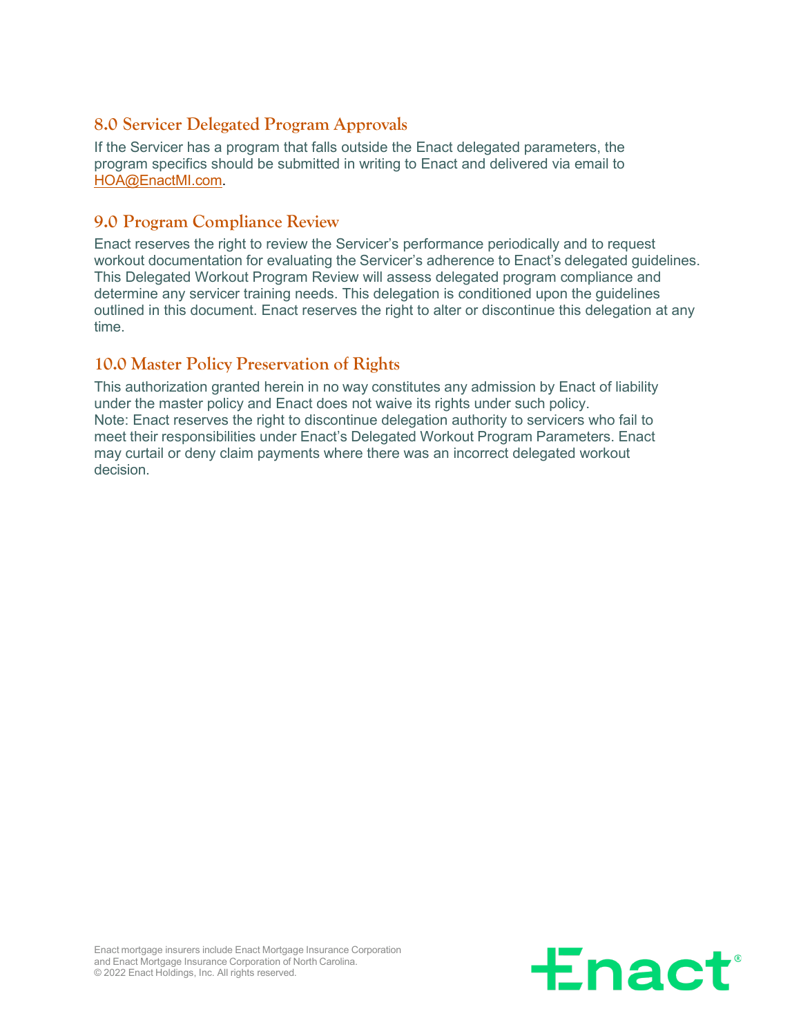## 8.0 Servicer Delegated Program Approvals

If the Servicer has a program that falls outside the Enact delegated parameters, the program specifics should be submitted in writing to Enact and delivered via email to HOA@EnactMI.com.

## 9.0 Program Compliance Review

Enact reserves the right to review the Servicer's performance periodically and to request workout documentation for evaluating the Servicer's adherence to Enact's delegated guidelines. This Delegated Workout Program Review will assess delegated program compliance and determine any servicer training needs. This delegation is conditioned upon the guidelines outlined in this document. Enact reserves the right to alter or discontinue this delegation at any time.

## 10.0 Master Policy Preservation of Rights

This authorization granted herein in no way constitutes any admission by Enact of liability under the master policy and Enact does not waive its rights under such policy.
Note: Enact reserves the right to discontinue delegation authority to servicers who fail to meet their responsibilities under Enact's Delegated Workout Program Parameters. Enact may curtail or deny claim payments where there was an incorrect delegated workout decision.

Enact mortgage insurers include Enact Mortgage Insurance Corporation and Enact Mortgage Insurance Corporation of North Carolina.
© 2022 Enact Holdings, Inc. All rights reserved.

Enact®